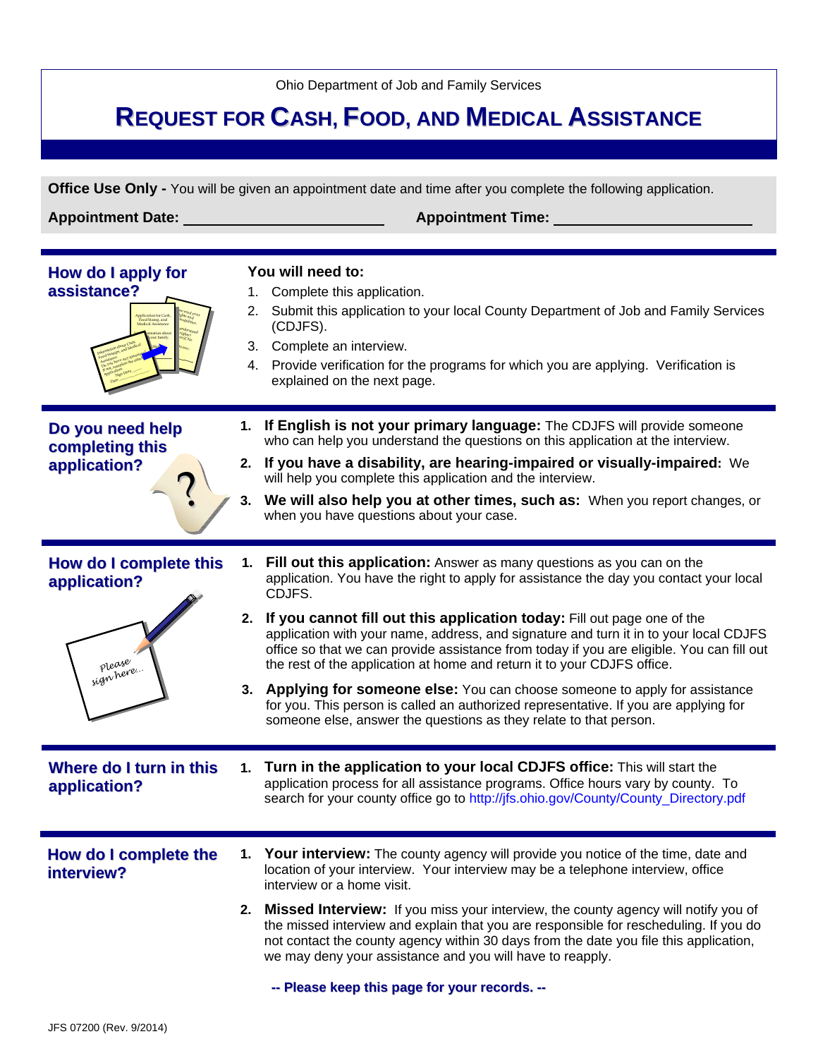Ohio Department of Job and Family Services

# REQUEST FOR CASH, FOOD, AND MEDICAL ASSISTANCE

**Office Use Only -** You will be given an appointment date and time after you complete the following application.

**Appointment Date:** ________________________ **Appointment Time:** ________________________

## How do I apply for assistance?

**You will need to:**

1. Complete this application.
2. Submit this application to your local County Department of Job and Family Services (CDJFS).
3. Complete an interview.
4. Provide verification for the programs for which you are applying. Verification is explained on the next page.

## Do you need help completing this application?

1. **If English is not your primary language:** The CDJFS will provide someone who can help you understand the questions on this application at the interview.
2. **If you have a disability, are hearing-impaired or visually-impaired:** We will help you complete this application and the interview.
3. **We will also help you at other times, such as:** When you report changes, or when you have questions about your case.

## How do I complete this application?

1. **Fill out this application:** Answer as many questions as you can on the application. You have the right to apply for assistance the day you contact your local CDJFS.
2. **If you cannot fill out this application today:** Fill out page one of the application with your name, address, and signature and turn it in to your local CDJFS office so that we can provide assistance from today if you are eligible. You can fill out the rest of the application at home and return it to your CDJFS office.
3. **Applying for someone else:** You can choose someone to apply for assistance for you. This person is called an authorized representative. If you are applying for someone else, answer the questions as they relate to that person.

## Where do I turn in this application?

1. **Turn in the application to your local CDJFS office:** This will start the application process for all assistance programs. Office hours vary by county. To search for your county office go to http://jfs.ohio.gov/County/County_Directory.pdf

## How do I complete the interview?

1. **Your interview:** The county agency will provide you notice of the time, date and location of your interview. Your interview may be a telephone interview, office interview or a home visit.
2. **Missed Interview:** If you miss your interview, the county agency will notify you of the missed interview and explain that you are responsible for rescheduling. If you do not contact the county agency within 30 days from the date you file this application, we may deny your assistance and you will have to reapply.

**-- Please keep this page for your records. --**

JFS 07200 (Rev. 9/2014)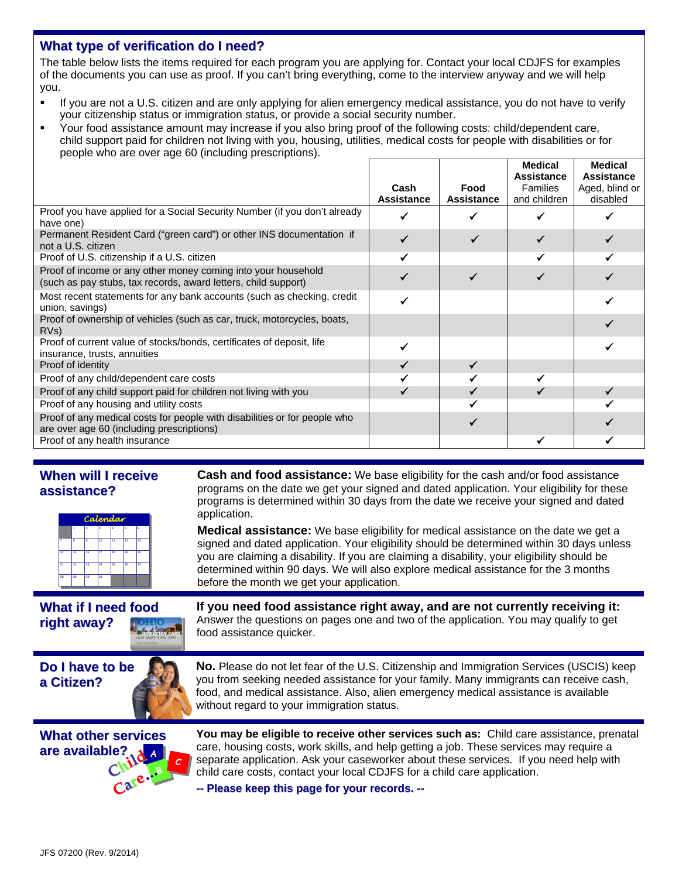## What type of verification do I need?

The table below lists the items required for each program you are applying for. Contact your local CDJFS for examples of the documents you can use as proof. If you can't bring everything, come to the interview anyway and we will help you.

- If you are not a U.S. citizen and are only applying for alien emergency medical assistance, you do not have to verify your citizenship status or immigration status, or provide a social security number.
- Your food assistance amount may increase if you also bring proof of the following costs: child/dependent care, child support paid for children not living with you, housing, utilities, medical costs for people with disabilities or for people who are over age 60 (including prescriptions).

| | **Cash Assistance** | **Food Assistance** | **Medical Assistance** Families and children | **Medical Assistance** Aged, blind or disabled |
|---|---|---|---|---|
| Proof you have applied for a Social Security Number (if you don't already have one) | ✔ | ✔ | ✔ | ✔ |
| Permanent Resident Card ("green card") or other INS documentation if not a U.S. citizen | ✔ | ✔ | ✔ | ✔ |
| Proof of U.S. citizenship if a U.S. citizen | ✔ | | ✔ | ✔ |
| Proof of income or any other money coming into your household (such as pay stubs, tax records, award letters, child support) | ✔ | ✔ | ✔ | ✔ |
| Most recent statements for any bank accounts (such as checking, credit union, savings) | ✔ | | | ✔ |
| Proof of ownership of vehicles (such as car, truck, motorcycles, boats, RVs) | | | | ✔ |
| Proof of current value of stocks/bonds, certificates of deposit, life insurance, trusts, annuities | ✔ | | | ✔ |
| Proof of identity | ✔ | ✔ | | |
| Proof of any child/dependent care costs | ✔ | ✔ | ✔ | |
| Proof of any child support paid for children not living with you | ✔ | ✔ | ✔ | ✔ |
| Proof of any housing and utility costs | | ✔ | | ✔ |
| Proof of any medical costs for people with disabilities or for people who are over age 60 (including prescriptions) | | ✔ | | ✔ |
| Proof of any health insurance | | | ✔ | ✔ |

## When will I receive assistance?

**Cash and food assistance:** We base eligibility for the cash and/or food assistance programs on the date we get your signed and dated application. Your eligibility for these programs is determined within 30 days from the date we receive your signed and dated application.

**Medical assistance:** We base eligibility for medical assistance on the date we get a signed and dated application. Your eligibility should be determined within 30 days unless you are claiming a disability. If you are claiming a disability, your eligibility should be determined within 90 days. We will also explore medical assistance for the 3 months before the month we get your application.

## What if I need food right away?

**If you need food assistance right away, and are not currently receiving it:** Answer the questions on pages one and two of the application. You may qualify to get food assistance quicker.

## Do I have to be a Citizen?

**No.** Please do not let fear of the U.S. Citizenship and Immigration Services (USCIS) keep you from seeking needed assistance for your family. Many immigrants can receive cash, food, and medical assistance. Also, alien emergency medical assistance is available without regard to your immigration status.

## What other services are available?

**You may be eligible to receive other services such as:** Child care assistance, prenatal care, housing costs, work skills, and help getting a job. These services may require a separate application. Ask your caseworker about these services. If you need help with child care costs, contact your local CDJFS for a child care application.

**-- Please keep this page for your records. --**

JFS 07200 (Rev. 9/2014)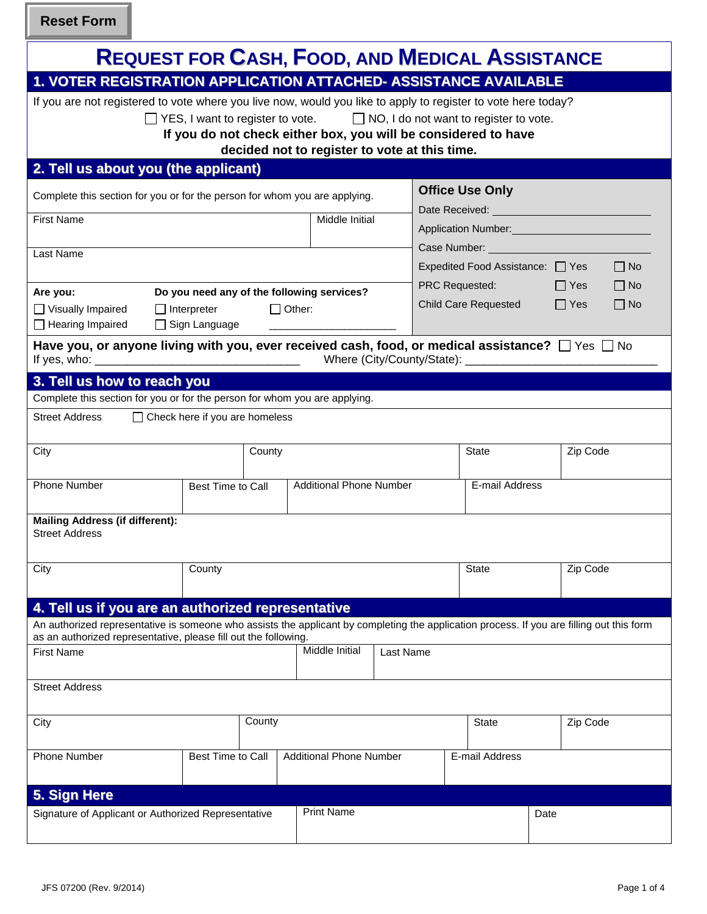Reset Form

# REQUEST FOR CASH, FOOD, AND MEDICAL ASSISTANCE

## 1. VOTER REGISTRATION APPLICATION ATTACHED- ASSISTANCE AVAILABLE

If you are not registered to vote where you live now, would you like to apply to register to vote here today?

☐ YES, I want to register to vote. ☐ NO, I do not want to register to vote.

**If you do not check either box, you will be considered to have decided not to register to vote at this time.**

## 2. Tell us about you (the applicant)

Complete this section for you or for the person for whom you are applying.

| First Name | Middle Initial |
|---|---|
| | |

| Last Name |
|---|
| |

**Are you:**
☐ Visually Impaired
☐ Hearing Impaired

**Do you need any of the following services?**
☐ Interpreter ☐ Other: ____________________
☐ Sign Language

**Office Use Only**

Date Received: ____________________

Application Number: ____________________

Case Number: ____________________

Expedited Food Assistance: ☐ Yes ☐ No

PRC Requested: ☐ Yes ☐ No

Child Care Requested ☐ Yes ☐ No

**Have you, or anyone living with you, ever received cash, food, or medical assistance?** ☐ Yes ☐ No

If yes, who: ______________________________ Where (City/County/State): ______________________________

## 3. Tell us how to reach you

Complete this section for you or for the person for whom you are applying.

Street Address ☐ Check here if you are homeless

| City | County | State | Zip Code |
|---|---|---|---|
| | | | |

| Phone Number | Best Time to Call | Additional Phone Number | E-mail Address |
|---|---|---|---|
| | | | |

**Mailing Address (if different):**
Street Address

| City | County | State | Zip Code |
|---|---|---|---|
| | | | |

## 4. Tell us if you are an authorized representative

An authorized representative is someone who assists the applicant by completing the application process. If you are filling out this form as an authorized representative, please fill out the following.

| First Name | Middle Initial | Last Name |
|---|---|---|
| | | |

Street Address

| City | County | State | Zip Code |
|---|---|---|---|
| | | | |

| Phone Number | Best Time to Call | Additional Phone Number | E-mail Address |
|---|---|---|---|
| | | | |

## 5. Sign Here

| Signature of Applicant or Authorized Representative | Print Name | Date |
|---|---|---|
| | | |

JFS 07200 (Rev. 9/2014)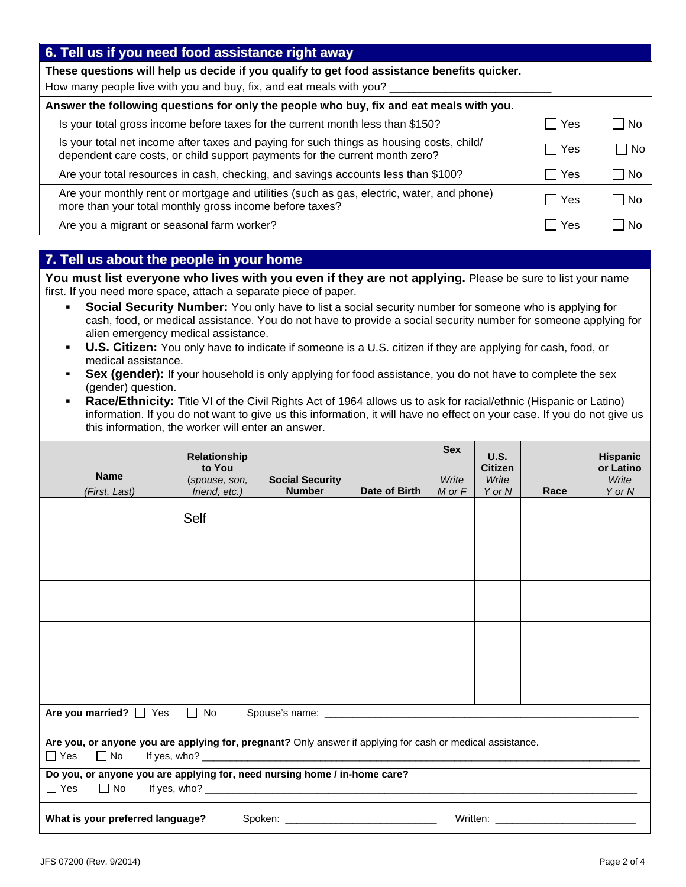## 6. Tell us if you need food assistance right away

**These questions will help us decide if you qualify to get food assistance benefits quicker.**

How many people live with you and buy, fix, and eat meals with you? ___________________________

**Answer the following questions for only the people who buy, fix and eat meals with you.**

| Question | Yes | No |
|---|---|---|
| Is your total gross income before taxes for the current month less than $150? | ☐ Yes | ☐ No |
| Is your total net income after taxes and paying for such things as housing costs, child/dependent care costs, or child support payments for the current month zero? | ☐ Yes | ☐ No |
| Are your total resources in cash, checking, and savings accounts less than $100? | ☐ Yes | ☐ No |
| Are your monthly rent or mortgage and utilities (such as gas, electric, water, and phone) more than your total monthly gross income before taxes? | ☐ Yes | ☐ No |
| Are you a migrant or seasonal farm worker? | ☐ Yes | ☐ No |

## 7. Tell us about the people in your home

**You must list everyone who lives with you even if they are not applying.** Please be sure to list your name first. If you need more space, attach a separate piece of paper.

- **Social Security Number:** You only have to list a social security number for someone who is applying for cash, food, or medical assistance. You do not have to provide a social security number for someone applying for alien emergency medical assistance.
- **U.S. Citizen:** You only have to indicate if someone is a U.S. citizen if they are applying for cash, food, or medical assistance.
- **Sex (gender):** If your household is only applying for food assistance, you do not have to complete the sex (gender) question.
- **Race/Ethnicity:** Title VI of the Civil Rights Act of 1964 allows us to ask for racial/ethnic (Hispanic or Latino) information. If you do not want to give us this information, it will have no effect on your case. If you do not give us this information, the worker will enter an answer.

| Name *(First, Last)* | Relationship to You *(spouse, son, friend, etc.)* | Social Security Number | Date of Birth | Sex *Write M or F* | U.S. Citizen *Write Y or N* | Race | Hispanic or Latino *Write Y or N* |
|---|---|---|---|---|---|---|---|
| | Self | | | | | | |
| | | | | | | | |
| | | | | | | | |
| | | | | | | | |
| | | | | | | | |

**Are you married?** ☐ Yes ☐ No Spouse's name: ___________________________________________

**Are you, or anyone you are applying for, pregnant?** Only answer if applying for cash or medical assistance.
☐ Yes ☐ No If yes, who? ___________________________________________

**Do you, or anyone you are applying for, need nursing home / in-home care?**
☐ Yes ☐ No If yes, who? ___________________________________________

**What is your preferred language?** Spoken: ______________________ Written: ______________________

JFS 07200 (Rev. 9/2014)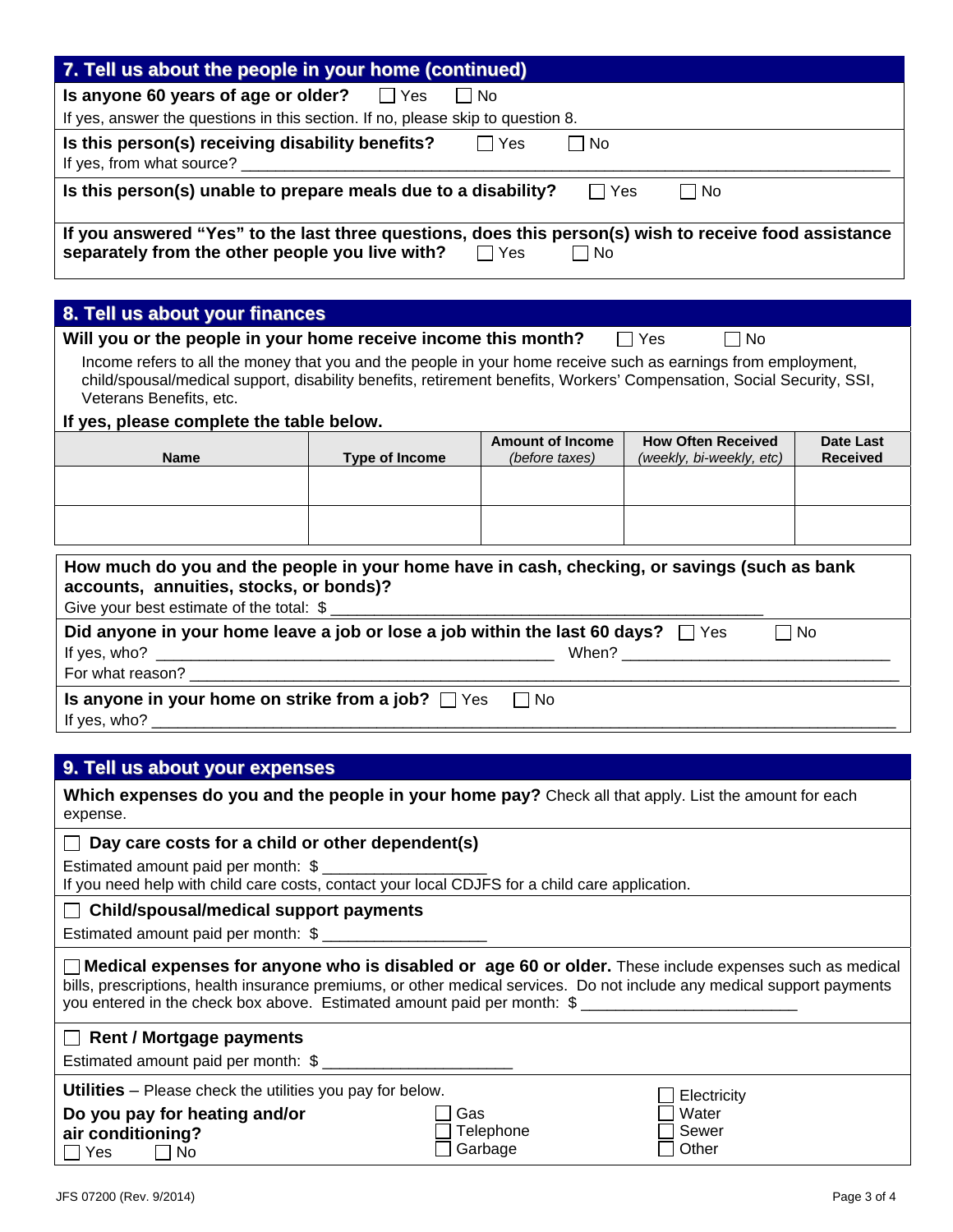## 7. Tell us about the people in your home (continued)

**Is anyone 60 years of age or older?** ☐ Yes ☐ No

If yes, answer the questions in this section. If no, please skip to question 8.

**Is this person(s) receiving disability benefits?** ☐ Yes ☐ No

If yes, from what source? ______________________________________________________________________________

**Is this person(s) unable to prepare meals due to a disability?** ☐ Yes ☐ No

**If you answered "Yes" to the last three questions, does this person(s) wish to receive food assistance separately from the other people you live with?** ☐ Yes ☐ No

## 8. Tell us about your finances

**Will you or the people in your home receive income this month?** ☐ Yes ☐ No

Income refers to all the money that you and the people in your home receive such as earnings from employment, child/spousal/medical support, disability benefits, retirement benefits, Workers' Compensation, Social Security, SSI, Veterans Benefits, etc.

**If yes, please complete the table below.**

| Name | Type of Income | Amount of Income *(before taxes)* | How Often Received *(weekly, bi-weekly, etc)* | Date Last Received |
|---|---|---|---|---|
| | | | | |
| | | | | |

**How much do you and the people in your home have in cash, checking, or savings (such as bank accounts, annuities, stocks, or bonds)?**

Give your best estimate of the total: $ ________________________________________________

**Did anyone in your home leave a job or lose a job within the last 60 days?** ☐ Yes ☐ No

If yes, who? ____________________________________________ When? ______________________________

For what reason? ______________________________________________________________________________

**Is anyone in your home on strike from a job?** ☐ Yes ☐ No

If yes, who? ______________________________________________________________________________

## 9. Tell us about your expenses

**Which expenses do you and the people in your home pay?** Check all that apply. List the amount for each expense.

☐ **Day care costs for a child or other dependent(s)**

Estimated amount paid per month: $ __________________

If you need help with child care costs, contact your local CDJFS for a child care application.

☐ **Child/spousal/medical support payments**

Estimated amount paid per month: $ __________________

☐ **Medical expenses for anyone who is disabled or age 60 or older.** These include expenses such as medical bills, prescriptions, health insurance premiums, or other medical services. Do not include any medical support payments you entered in the check box above. Estimated amount paid per month: $ ________________________

☐ **Rent / Mortgage payments**

Estimated amount paid per month: $ _____________________

**Utilities** – Please check the utilities you pay for below.

**Do you pay for heating and/or air conditioning?** ☐ Yes ☐ No

☐ Gas
☐ Telephone
☐ Garbage
☐ Electricity
☐ Water
☐ Sewer
☐ Other

JFS 07200 (Rev. 9/2014)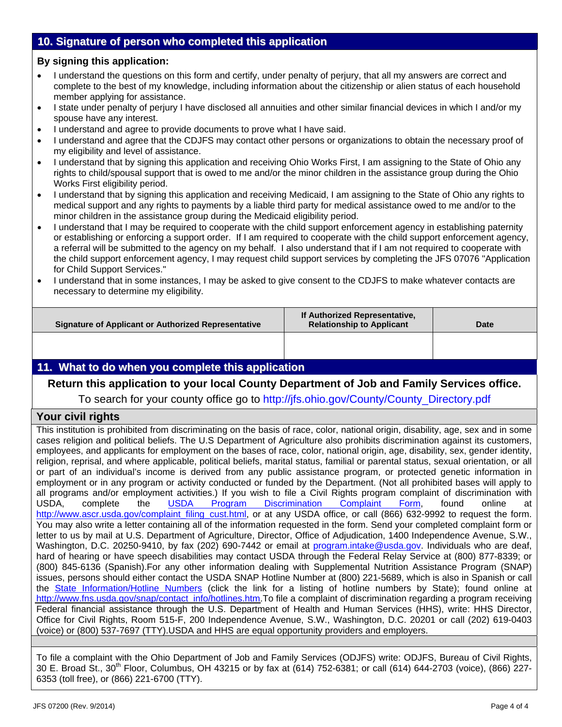## 10. Signature of person who completed this application

**By signing this application:**

- I understand the questions on this form and certify, under penalty of perjury, that all my answers are correct and complete to the best of my knowledge, including information about the citizenship or alien status of each household member applying for assistance.
- I state under penalty of perjury I have disclosed all annuities and other similar financial devices in which I and/or my spouse have any interest.
- I understand and agree to provide documents to prove what I have said.
- I understand and agree that the CDJFS may contact other persons or organizations to obtain the necessary proof of my eligibility and level of assistance.
- I understand that by signing this application and receiving Ohio Works First, I am assigning to the State of Ohio any rights to child/spousal support that is owed to me and/or the minor children in the assistance group during the Ohio Works First eligibility period.
- I understand that by signing this application and receiving Medicaid, I am assigning to the State of Ohio any rights to medical support and any rights to payments by a liable third party for medical assistance owed to me and/or to the minor children in the assistance group during the Medicaid eligibility period.
- I understand that I may be required to cooperate with the child support enforcement agency in establishing paternity or establishing or enforcing a support order. If I am required to cooperate with the child support enforcement agency, a referral will be submitted to the agency on my behalf. I also understand that if I am not required to cooperate with the child support enforcement agency, I may request child support services by completing the JFS 07076 "Application for Child Support Services."
- I understand that in some instances, I may be asked to give consent to the CDJFS to make whatever contacts are necessary to determine my eligibility.

| Signature of Applicant or Authorized Representative | If Authorized Representative, Relationship to Applicant | Date |
|---|---|---|
| | | |

## 11. What to do when you complete this application

**Return this application to your local County Department of Job and Family Services office.**

To search for your county office go to http://jfs.ohio.gov/County/County_Directory.pdf

## Your civil rights

This institution is prohibited from discriminating on the basis of race, color, national origin, disability, age, sex and in some cases religion and political beliefs. The U.S Department of Agriculture also prohibits discrimination against its customers, employees, and applicants for employment on the bases of race, color, national origin, age, disability, sex, gender identity, religion, reprisal, and where applicable, political beliefs, marital status, familial or parental status, sexual orientation, or all or part of an individual's income is derived from any public assistance program, or protected genetic information in employment or in any program or activity conducted or funded by the Department. (Not all prohibited bases will apply to all programs and/or employment activities.) If you wish to file a Civil Rights program complaint of discrimination with USDA, complete the USDA Program Discrimination Complaint Form, found online at http://www.ascr.usda.gov/complaint_filing_cust.html, or at any USDA office, or call (866) 632-9992 to request the form. You may also write a letter containing all of the information requested in the form. Send your completed complaint form or letter to us by mail at U.S. Department of Agriculture, Director, Office of Adjudication, 1400 Independence Avenue, S.W., Washington, D.C. 20250-9410, by fax (202) 690-7442 or email at program.intake@usda.gov. Individuals who are deaf, hard of hearing or have speech disabilities may contact USDA through the Federal Relay Service at (800) 877-8339; or (800) 845-6136 (Spanish).For any other information dealing with Supplemental Nutrition Assistance Program (SNAP) issues, persons should either contact the USDA SNAP Hotline Number at (800) 221-5689, which is also in Spanish or call the State Information/Hotline Numbers (click the link for a listing of hotline numbers by State); found online at http://www.fns.usda.gov/snap/contact_info/hotlines.htm.To file a complaint of discrimination regarding a program receiving Federal financial assistance through the U.S. Department of Health and Human Services (HHS), write: HHS Director, Office for Civil Rights, Room 515-F, 200 Independence Avenue, S.W., Washington, D.C. 20201 or call (202) 619-0403 (voice) or (800) 537-7697 (TTY).USDA and HHS are equal opportunity providers and employers.

To file a complaint with the Ohio Department of Job and Family Services (ODJFS) write: ODJFS, Bureau of Civil Rights, 30 E. Broad St., 30th Floor, Columbus, OH 43215 or by fax at (614) 752-6381; or call (614) 644-2703 (voice), (866) 227-6353 (toll free), or (866) 221-6700 (TTY).

JFS 07200 (Rev. 9/2014)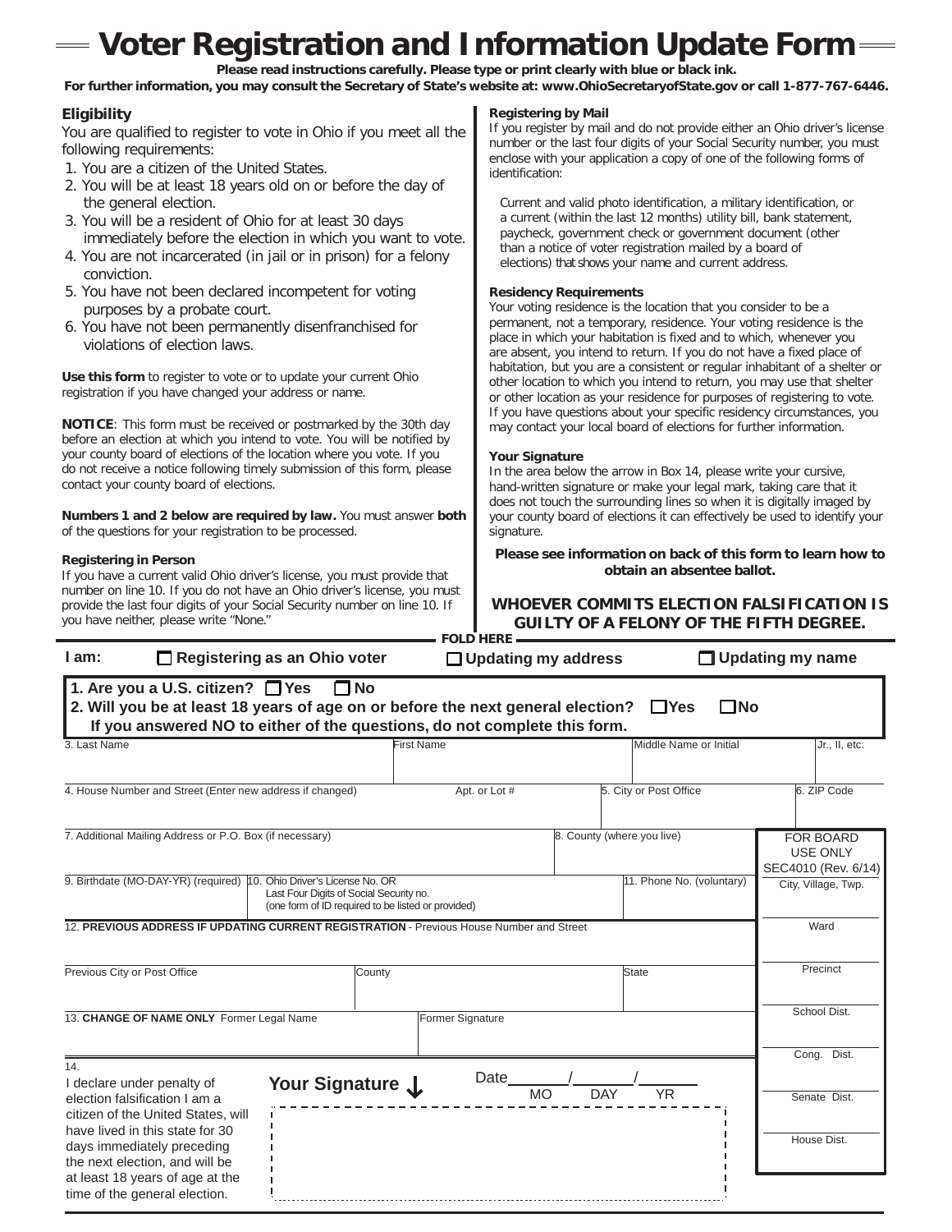# Voter Registration and Information Update Form

**Please read instructions carefully. Please type or print clearly with blue or black ink.**
**For further information, you may consult the Secretary of State's website at: www.OhioSecretaryofState.gov or call 1-877-767-6446.**

### Eligibility

You are qualified to register to vote in Ohio if you meet all the following requirements:

1. You are a citizen of the United States.
2. You will be at least 18 years old on or before the day of the general election.
3. You will be a resident of Ohio for at least 30 days immediately before the election in which you want to vote.
4. You are not incarcerated (in jail or in prison) for a felony conviction.
5. You have not been declared incompetent for voting purposes by a probate court.
6. You have not been permanently disenfranchised for violations of election laws.

**Use this form** to register to vote or to update your current Ohio registration if you have changed your address or name.

**NOTICE**: This form must be received or postmarked by the 30th day before an election at which you intend to vote. You will be notified by your county board of elections of the location where you vote. If you do not receive a notice following timely submission of this form, please contact your county board of elections.

**Numbers 1 and 2 below are required by law.** You must answer **both** of the questions for your registration to be processed.

**Registering in Person**
If you have a current valid Ohio driver's license, you must provide that number on line 10. If you do not have an Ohio driver's license, you must provide the last four digits of your Social Security number on line 10. If you have neither, please write "None."

**Registering by Mail**
If you register by mail and do not provide either an Ohio driver's license number or the last four digits of your Social Security number, you must enclose with your application a copy of one of the following forms of identification:

Current and valid photo identification, a military identification, or a current (within the last 12 months) utility bill, bank statement, paycheck, government check or government document (other than a notice of voter registration mailed by a board of elections) that shows your name and current address.

**Residency Requirements**
Your voting residence is the location that you consider to be a permanent, not a temporary, residence. Your voting residence is the place in which your habitation is fixed and to which, whenever you are absent, you intend to return. If you do not have a fixed place of habitation, but you are a consistent or regular inhabitant of a shelter or other location to which you intend to return, you may use that shelter or other location as your residence for purposes of registering to vote. If you have questions about your specific residency circumstances, you may contact your local board of elections for further information.

**Your Signature**
In the area below the arrow in Box 14, please write your cursive, hand-written signature or make your legal mark, taking care that it does not touch the surrounding lines so when it is digitally imaged by your county board of elections it can effectively be used to identify your signature.

**Please see information on back of this form to learn how to obtain an absentee ballot.**

**WHOEVER COMMITS ELECTION FALSIFICATION IS GUILTY OF A FELONY OF THE FIFTH DEGREE.**

FOLD HERE

**I am:** ☐ **Registering as an Ohio voter** ☐ **Updating my address** ☐ **Updating my name**

**1. Are you a U.S. citizen?** ☐ **Yes** ☐ **No**
**2. Will you be at least 18 years of age on or before the next general election?** ☐ **Yes** ☐ **No**
**If you answered NO to either of the questions, do not complete this form.**

| 3. Last Name | First Name | Middle Name or Initial | Jr., II, etc. |
|---|---|---|---|
| | | | |

| 4. House Number and Street (Enter new address if changed) | Apt. or Lot # | 5. City or Post Office | 6. ZIP Code |
|---|---|---|---|
| | | | |

| 7. Additional Mailing Address or P.O. Box (if necessary) | 8. County (where you live) |
|---|---|
| | |

| 9. Birthdate (MO-DAY-YR) (required) | 10. Ohio Driver's License No. OR Last Four Digits of Social Security no. (one form of ID required to be listed or provided) | 11. Phone No. (voluntary) |
|---|---|---|
| | | |

**12. PREVIOUS ADDRESS IF UPDATING CURRENT REGISTRATION** - Previous House Number and Street

| Previous City or Post Office | County | State |
|---|---|---|
| | | |

| 13. **CHANGE OF NAME ONLY** Former Legal Name | Former Signature |
|---|---|
| | |

14. I declare under penalty of election falsification I am a citizen of the United States, will have lived in this state for 30 days immediately preceding the next election, and will be at least 18 years of age at the time of the general election.

**Your Signature** ↓ Date \_\_\_\_/\_\_\_\_/\_\_\_\_ (MO / DAY / YR)

| FOR BOARD USE ONLY SEC4010 (Rev. 6/14) |
|---|
| City, Village, Twp. |
| Ward |
| Precinct |
| School Dist. |
| Cong. Dist. |
| Senate Dist. |
| House Dist. |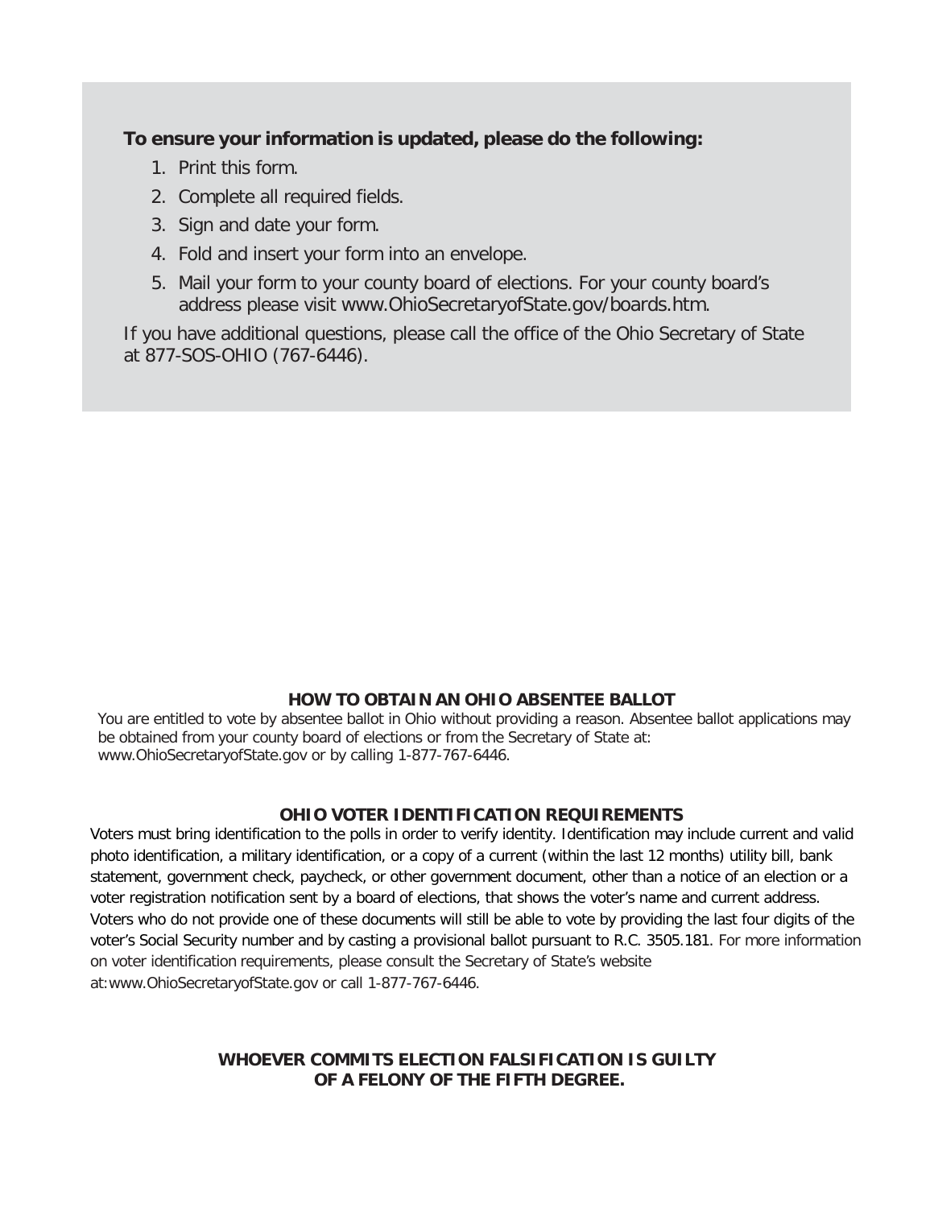**To ensure your information is updated, please do the following:**

1. Print this form.
2. Complete all required fields.
3. Sign and date your form.
4. Fold and insert your form into an envelope.
5. Mail your form to your county board of elections. For your county board's address please visit www.OhioSecretaryofState.gov/boards.htm.

If you have additional questions, please call the office of the Ohio Secretary of State at 877-SOS-OHIO (767-6446).

**HOW TO OBTAIN AN OHIO ABSENTEE BALLOT**

You are entitled to vote by absentee ballot in Ohio without providing a reason. Absentee ballot applications may be obtained from your county board of elections or from the Secretary of State at: www.OhioSecretaryofState.gov or by calling 1-877-767-6446.

**OHIO VOTER IDENTIFICATION REQUIREMENTS**

Voters must bring identification to the polls in order to verify identity. Identification may include current and valid photo identification, a military identification, or a copy of a current (within the last 12 months) utility bill, bank statement, government check, paycheck, or other government document, other than a notice of an election or a voter registration notification sent by a board of elections, that shows the voter's name and current address. Voters who do not provide one of these documents will still be able to vote by providing the last four digits of the voter's Social Security number and by casting a provisional ballot pursuant to R.C. 3505.181. For more information on voter identification requirements, please consult the Secretary of State's website at:www.OhioSecretaryofState.gov or call 1-877-767-6446.

**WHOEVER COMMITS ELECTION FALSIFICATION IS GUILTY OF A FELONY OF THE FIFTH DEGREE.**